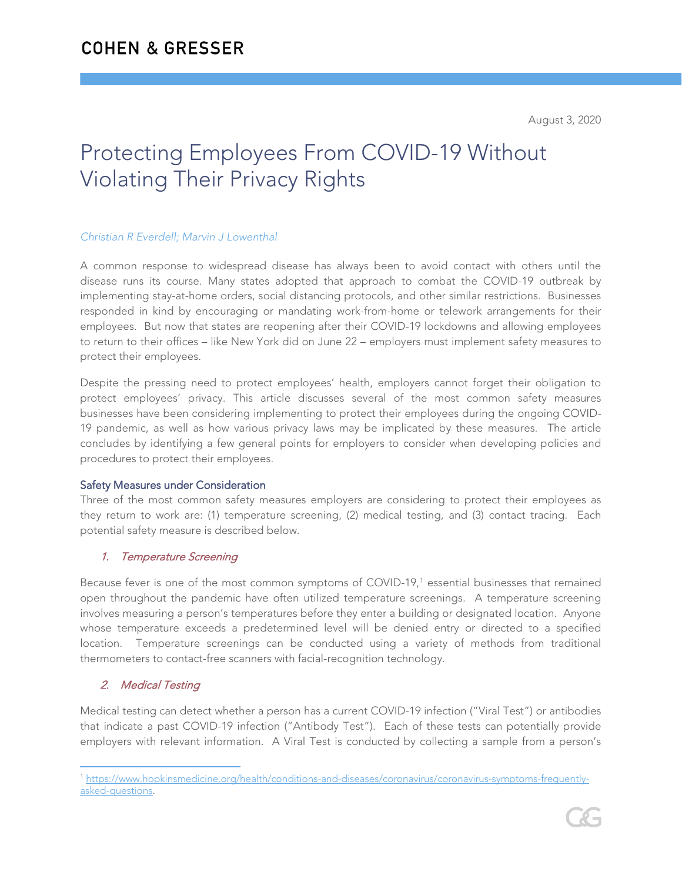COHEN & GRESSER

August 3, 2020

# Protecting Employees From COVID-19 Without Violating Their Privacy Rights

*Christian R Everdell; Marvin J Lowenthal*

A common response to widespread disease has always been to avoid contact with others until the disease runs its course. Many states adopted that approach to combat the COVID-19 outbreak by implementing stay-at-home orders, social distancing protocols, and other similar restrictions. Businesses responded in kind by encouraging or mandating work-from-home or telework arrangements for their employees. But now that states are reopening after their COVID-19 lockdowns and allowing employees to return to their offices – like New York did on June 22 – employers must implement safety measures to protect their employees.

Despite the pressing need to protect employees' health, employers cannot forget their obligation to protect employees' privacy. This article discusses several of the most common safety measures businesses have been considering implementing to protect their employees during the ongoing COVID-19 pandemic, as well as how various privacy laws may be implicated by these measures. The article concludes by identifying a few general points for employers to consider when developing policies and procedures to protect their employees.

## Safety Measures under Consideration

Three of the most common safety measures employers are considering to protect their employees as they return to work are: (1) temperature screening, (2) medical testing, and (3) contact tracing. Each potential safety measure is described below.

### 1. *Temperature Screening*

Because fever is one of the most common symptoms of COVID-19,[1] essential businesses that remained open throughout the pandemic have often utilized temperature screenings. A temperature screening involves measuring a person's temperatures before they enter a building or designated location. Anyone whose temperature exceeds a predetermined level will be denied entry or directed to a specified location. Temperature screenings can be conducted using a variety of methods from traditional thermometers to contact-free scanners with facial-recognition technology.

### 2. *Medical Testing*

Medical testing can detect whether a person has a current COVID-19 infection ("Viral Test") or antibodies that indicate a past COVID-19 infection ("Antibody Test"). Each of these tests can potentially provide employers with relevant information. A Viral Test is conducted by collecting a sample from a person's

[1] https://www.hopkinsmedicine.org/health/conditions-and-diseases/coronavirus/coronavirus-symptoms-frequently-asked-questions.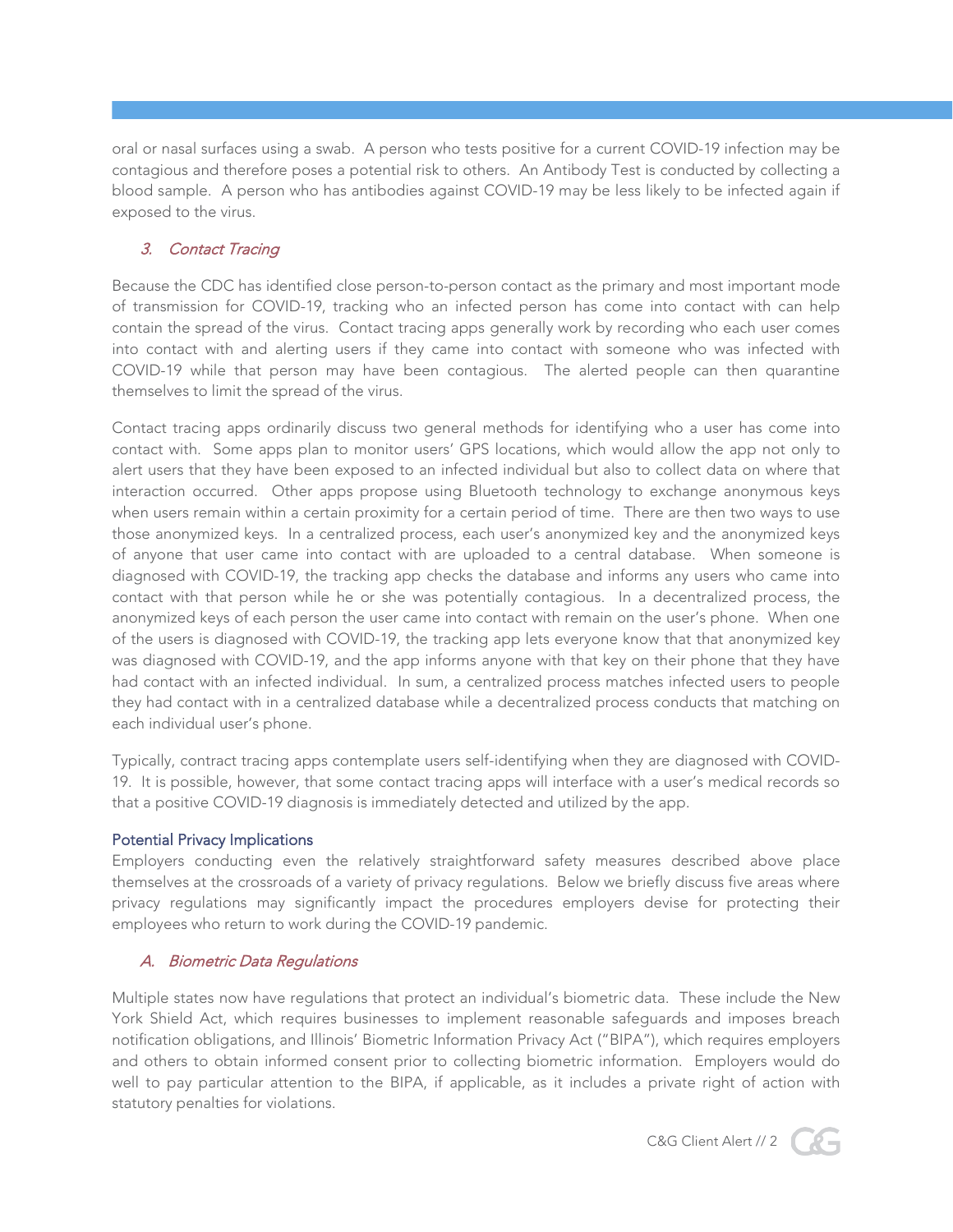oral or nasal surfaces using a swab. A person who tests positive for a current COVID-19 infection may be contagious and therefore poses a potential risk to others. An Antibody Test is conducted by collecting a blood sample. A person who has antibodies against COVID-19 may be less likely to be infected again if exposed to the virus.

### *3. Contact Tracing*

Because the CDC has identified close person-to-person contact as the primary and most important mode of transmission for COVID-19, tracking who an infected person has come into contact with can help contain the spread of the virus. Contact tracing apps generally work by recording who each user comes into contact with and alerting users if they came into contact with someone who was infected with COVID-19 while that person may have been contagious. The alerted people can then quarantine themselves to limit the spread of the virus.

Contact tracing apps ordinarily discuss two general methods for identifying who a user has come into contact with. Some apps plan to monitor users' GPS locations, which would allow the app not only to alert users that they have been exposed to an infected individual but also to collect data on where that interaction occurred. Other apps propose using Bluetooth technology to exchange anonymous keys when users remain within a certain proximity for a certain period of time. There are then two ways to use those anonymized keys. In a centralized process, each user's anonymized key and the anonymized keys of anyone that user came into contact with are uploaded to a central database. When someone is diagnosed with COVID-19, the tracking app checks the database and informs any users who came into contact with that person while he or she was potentially contagious. In a decentralized process, the anonymized keys of each person the user came into contact with remain on the user's phone. When one of the users is diagnosed with COVID-19, the tracking app lets everyone know that that anonymized key was diagnosed with COVID-19, and the app informs anyone with that key on their phone that they have had contact with an infected individual. In sum, a centralized process matches infected users to people they had contact with in a centralized database while a decentralized process conducts that matching on each individual user's phone.

Typically, contract tracing apps contemplate users self-identifying when they are diagnosed with COVID-19. It is possible, however, that some contact tracing apps will interface with a user's medical records so that a positive COVID-19 diagnosis is immediately detected and utilized by the app.

## Potential Privacy Implications

Employers conducting even the relatively straightforward safety measures described above place themselves at the crossroads of a variety of privacy regulations. Below we briefly discuss five areas where privacy regulations may significantly impact the procedures employers devise for protecting their employees who return to work during the COVID-19 pandemic.

### *A. Biometric Data Regulations*

Multiple states now have regulations that protect an individual's biometric data. These include the New York Shield Act, which requires businesses to implement reasonable safeguards and imposes breach notification obligations, and Illinois' Biometric Information Privacy Act ("BIPA"), which requires employers and others to obtain informed consent prior to collecting biometric information. Employers would do well to pay particular attention to the BIPA, if applicable, as it includes a private right of action with statutory penalties for violations.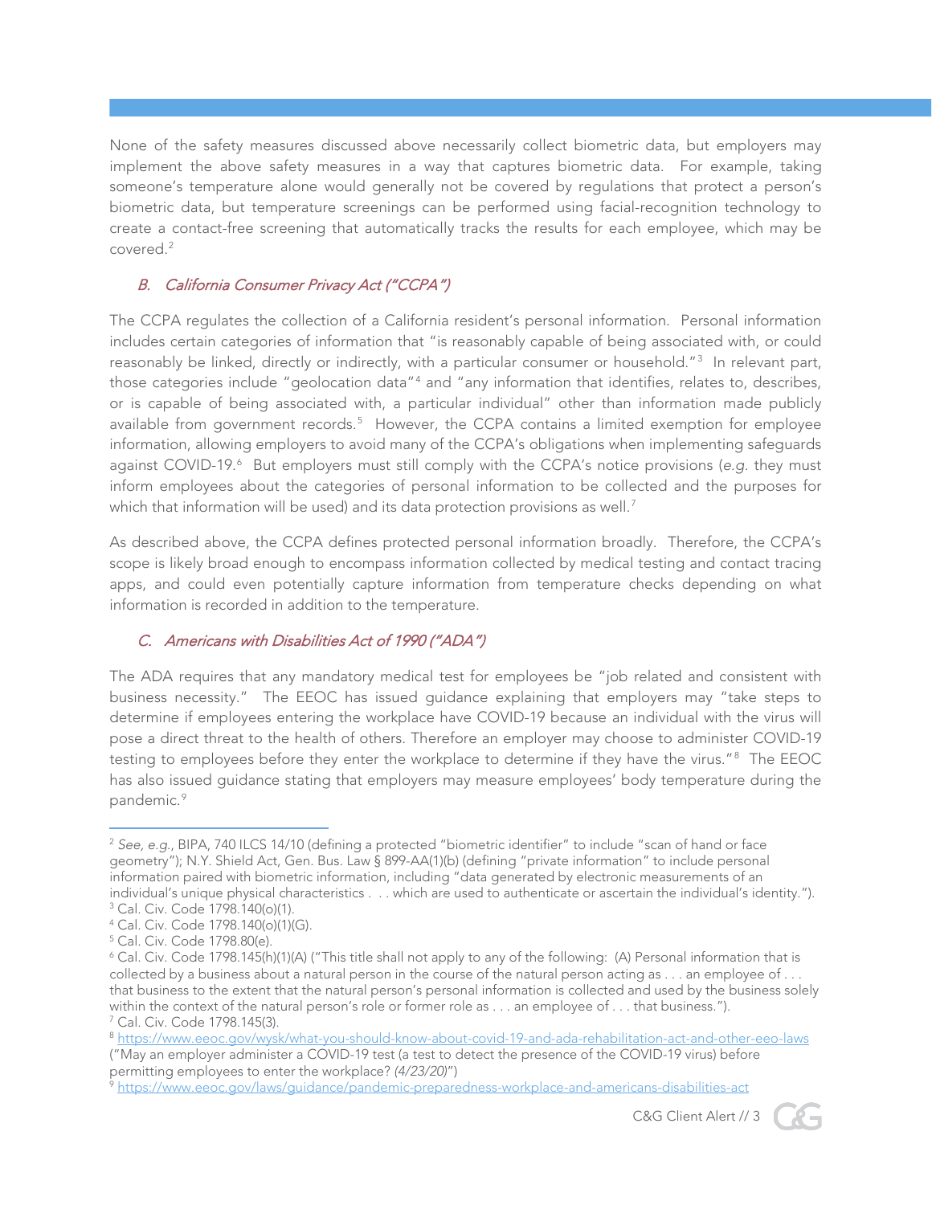None of the safety measures discussed above necessarily collect biometric data, but employers may implement the above safety measures in a way that captures biometric data. For example, taking someone's temperature alone would generally not be covered by regulations that protect a person's biometric data, but temperature screenings can be performed using facial-recognition technology to create a contact-free screening that automatically tracks the results for each employee, which may be covered.[2]

### *B. California Consumer Privacy Act ("CCPA")*

The CCPA regulates the collection of a California resident's personal information. Personal information includes certain categories of information that "is reasonably capable of being associated with, or could reasonably be linked, directly or indirectly, with a particular consumer or household."[3] In relevant part, those categories include "geolocation data"[4] and "any information that identifies, relates to, describes, or is capable of being associated with, a particular individual" other than information made publicly available from government records.[5] However, the CCPA contains a limited exemption for employee information, allowing employers to avoid many of the CCPA's obligations when implementing safeguards against COVID-19.[6] But employers must still comply with the CCPA's notice provisions (*e.g.* they must inform employees about the categories of personal information to be collected and the purposes for which that information will be used) and its data protection provisions as well.[7]

As described above, the CCPA defines protected personal information broadly. Therefore, the CCPA's scope is likely broad enough to encompass information collected by medical testing and contact tracing apps, and could even potentially capture information from temperature checks depending on what information is recorded in addition to the temperature.

### *C. Americans with Disabilities Act of 1990 ("ADA")*

The ADA requires that any mandatory medical test for employees be "job related and consistent with business necessity." The EEOC has issued guidance explaining that employers may "take steps to determine if employees entering the workplace have COVID-19 because an individual with the virus will pose a direct threat to the health of others. Therefore an employer may choose to administer COVID-19 testing to employees before they enter the workplace to determine if they have the virus."[8] The EEOC has also issued guidance stating that employers may measure employees' body temperature during the pandemic.[9]

---

[2] *See, e.g.*, BIPA, 740 ILCS 14/10 (defining a protected "biometric identifier" to include "scan of hand or face geometry"); N.Y. Shield Act, Gen. Bus. Law § 899-AA(1)(b) (defining "private information" to include personal information paired with biometric information, including "data generated by electronic measurements of an individual's unique physical characteristics . . . which are used to authenticate or ascertain the individual's identity.").

[3] Cal. Civ. Code 1798.140(o)(1).

[4] Cal. Civ. Code 1798.140(o)(1)(G).

[5] Cal. Civ. Code 1798.80(e).

[6] Cal. Civ. Code 1798.145(h)(1)(A) ("This title shall not apply to any of the following: (A) Personal information that is collected by a business about a natural person in the course of the natural person acting as . . . an employee of . . . that business to the extent that the natural person's personal information is collected and used by the business solely within the context of the natural person's role or former role as . . . an employee of . . . that business.").

[7] Cal. Civ. Code 1798.145(3).

[8] https://www.eeoc.gov/wysk/what-you-should-know-about-covid-19-and-ada-rehabilitation-act-and-other-eeo-laws ("May an employer administer a COVID-19 test (a test to detect the presence of the COVID-19 virus) before permitting employees to enter the workplace? *(4/23/20)*")

[9] https://www.eeoc.gov/laws/guidance/pandemic-preparedness-workplace-and-americans-disabilities-act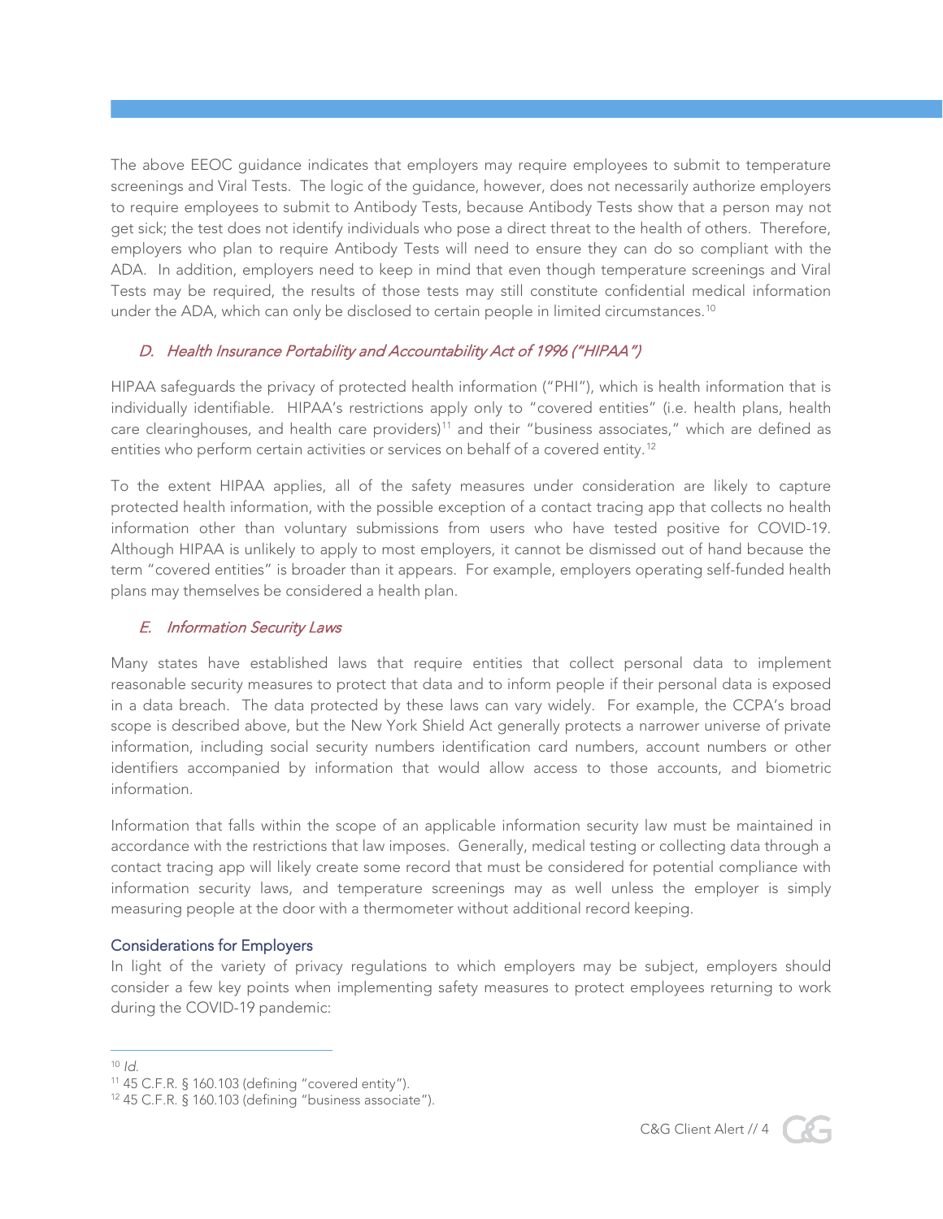The above EEOC guidance indicates that employers may require employees to submit to temperature screenings and Viral Tests. The logic of the guidance, however, does not necessarily authorize employers to require employees to submit to Antibody Tests, because Antibody Tests show that a person may not get sick; the test does not identify individuals who pose a direct threat to the health of others. Therefore, employers who plan to require Antibody Tests will need to ensure they can do so compliant with the ADA. In addition, employers need to keep in mind that even though temperature screenings and Viral Tests may be required, the results of those tests may still constitute confidential medical information under the ADA, which can only be disclosed to certain people in limited circumstances.[10]

### *D. Health Insurance Portability and Accountability Act of 1996 ("HIPAA")*

HIPAA safeguards the privacy of protected health information ("PHI"), which is health information that is individually identifiable. HIPAA's restrictions apply only to "covered entities" (i.e. health plans, health care clearinghouses, and health care providers)[11] and their "business associates," which are defined as entities who perform certain activities or services on behalf of a covered entity.[12]

To the extent HIPAA applies, all of the safety measures under consideration are likely to capture protected health information, with the possible exception of a contact tracing app that collects no health information other than voluntary submissions from users who have tested positive for COVID-19. Although HIPAA is unlikely to apply to most employers, it cannot be dismissed out of hand because the term "covered entities" is broader than it appears. For example, employers operating self-funded health plans may themselves be considered a health plan.

### *E. Information Security Laws*

Many states have established laws that require entities that collect personal data to implement reasonable security measures to protect that data and to inform people if their personal data is exposed in a data breach. The data protected by these laws can vary widely. For example, the CCPA's broad scope is described above, but the New York Shield Act generally protects a narrower universe of private information, including social security numbers identification card numbers, account numbers or other identifiers accompanied by information that would allow access to those accounts, and biometric information.

Information that falls within the scope of an applicable information security law must be maintained in accordance with the restrictions that law imposes. Generally, medical testing or collecting data through a contact tracing app will likely create some record that must be considered for potential compliance with information security laws, and temperature screenings may as well unless the employer is simply measuring people at the door with a thermometer without additional record keeping.

## Considerations for Employers

In light of the variety of privacy regulations to which employers may be subject, employers should consider a few key points when implementing safety measures to protect employees returning to work during the COVID-19 pandemic:

---

[10] *Id.*

[11] 45 C.F.R. § 160.103 (defining "covered entity").

[12] 45 C.F.R. § 160.103 (defining "business associate").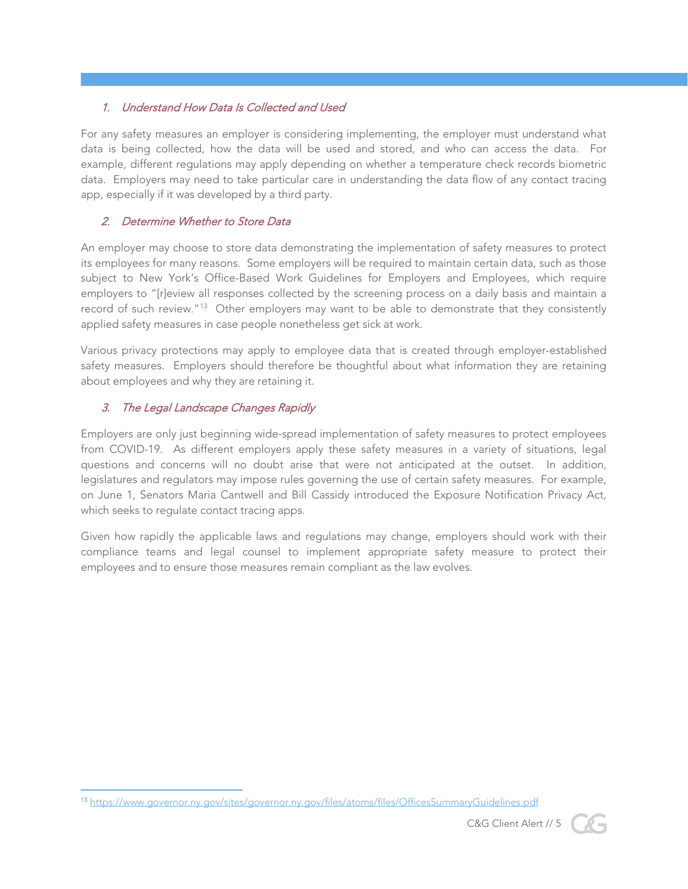### 1. *Understand How Data Is Collected and Used*

For any safety measures an employer is considering implementing, the employer must understand what data is being collected, how the data will be used and stored, and who can access the data. For example, different regulations may apply depending on whether a temperature check records biometric data. Employers may need to take particular care in understanding the data flow of any contact tracing app, especially if it was developed by a third party.

### 2. *Determine Whether to Store Data*

An employer may choose to store data demonstrating the implementation of safety measures to protect its employees for many reasons. Some employers will be required to maintain certain data, such as those subject to New York's Office-Based Work Guidelines for Employers and Employees, which require employers to "[r]eview all responses collected by the screening process on a daily basis and maintain a record of such review."[13] Other employers may want to be able to demonstrate that they consistently applied safety measures in case people nonetheless get sick at work.

Various privacy protections may apply to employee data that is created through employer-established safety measures. Employers should therefore be thoughtful about what information they are retaining about employees and why they are retaining it.

### 3. *The Legal Landscape Changes Rapidly*

Employers are only just beginning wide-spread implementation of safety measures to protect employees from COVID-19. As different employers apply these safety measures in a variety of situations, legal questions and concerns will no doubt arise that were not anticipated at the outset. In addition, legislatures and regulators may impose rules governing the use of certain safety measures. For example, on June 1, Senators Maria Cantwell and Bill Cassidy introduced the Exposure Notification Privacy Act, which seeks to regulate contact tracing apps.

Given how rapidly the applicable laws and regulations may change, employers should work with their compliance teams and legal counsel to implement appropriate safety measure to protect their employees and to ensure those measures remain compliant as the law evolves.

---

[13] https://www.governor.ny.gov/sites/governor.ny.gov/files/atoms/files/OfficesSummaryGuidelines.pdf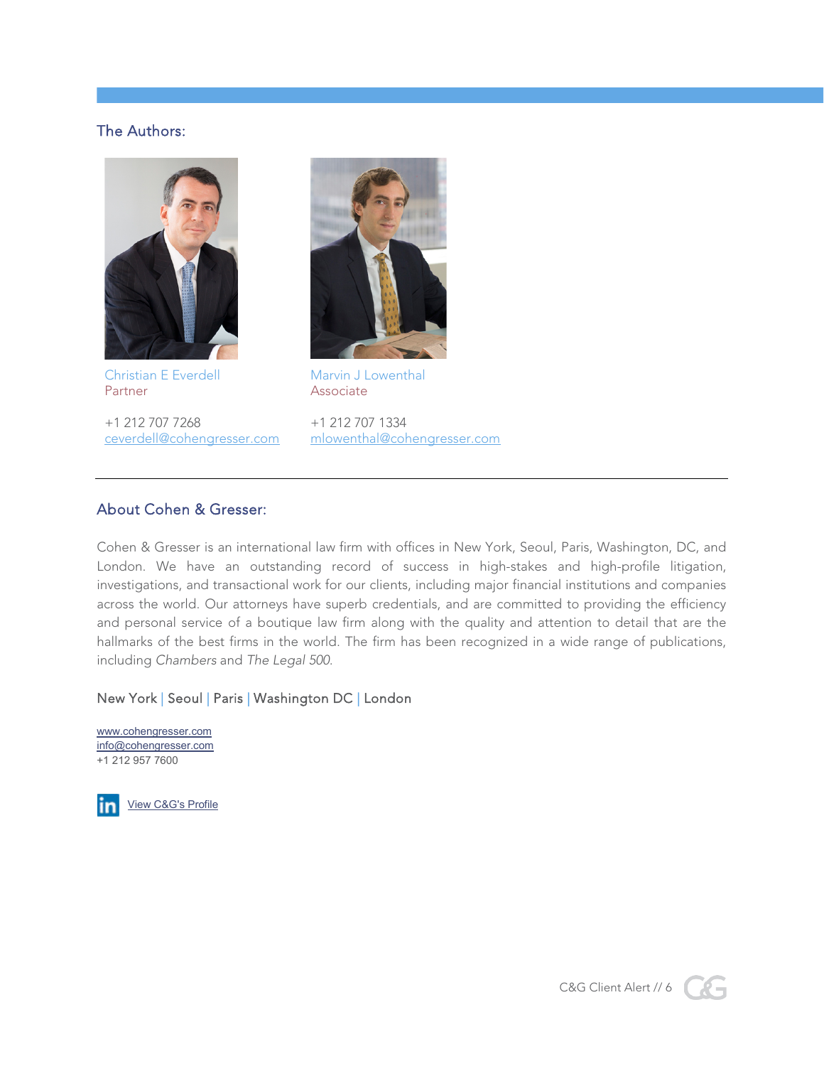## The Authors:

Christian E Everdell
Partner

+1 212 707 7268
ceverdell@cohengresser.com

Marvin J Lowenthal
Associate

+1 212 707 1334
mlowenthal@cohengresser.com

---

## About Cohen & Gresser:

Cohen & Gresser is an international law firm with offices in New York, Seoul, Paris, Washington, DC, and London. We have an outstanding record of success in high-stakes and high-profile litigation, investigations, and transactional work for our clients, including major financial institutions and companies across the world. Our attorneys have superb credentials, and are committed to providing the efficiency and personal service of a boutique law firm along with the quality and attention to detail that are the hallmarks of the best firms in the world. The firm has been recognized in a wide range of publications, including *Chambers* and *The Legal 500*.

New York | Seoul | Paris | Washington DC | London

www.cohengresser.com
info@cohengresser.com
+1 212 957 7600

View C&G's Profile